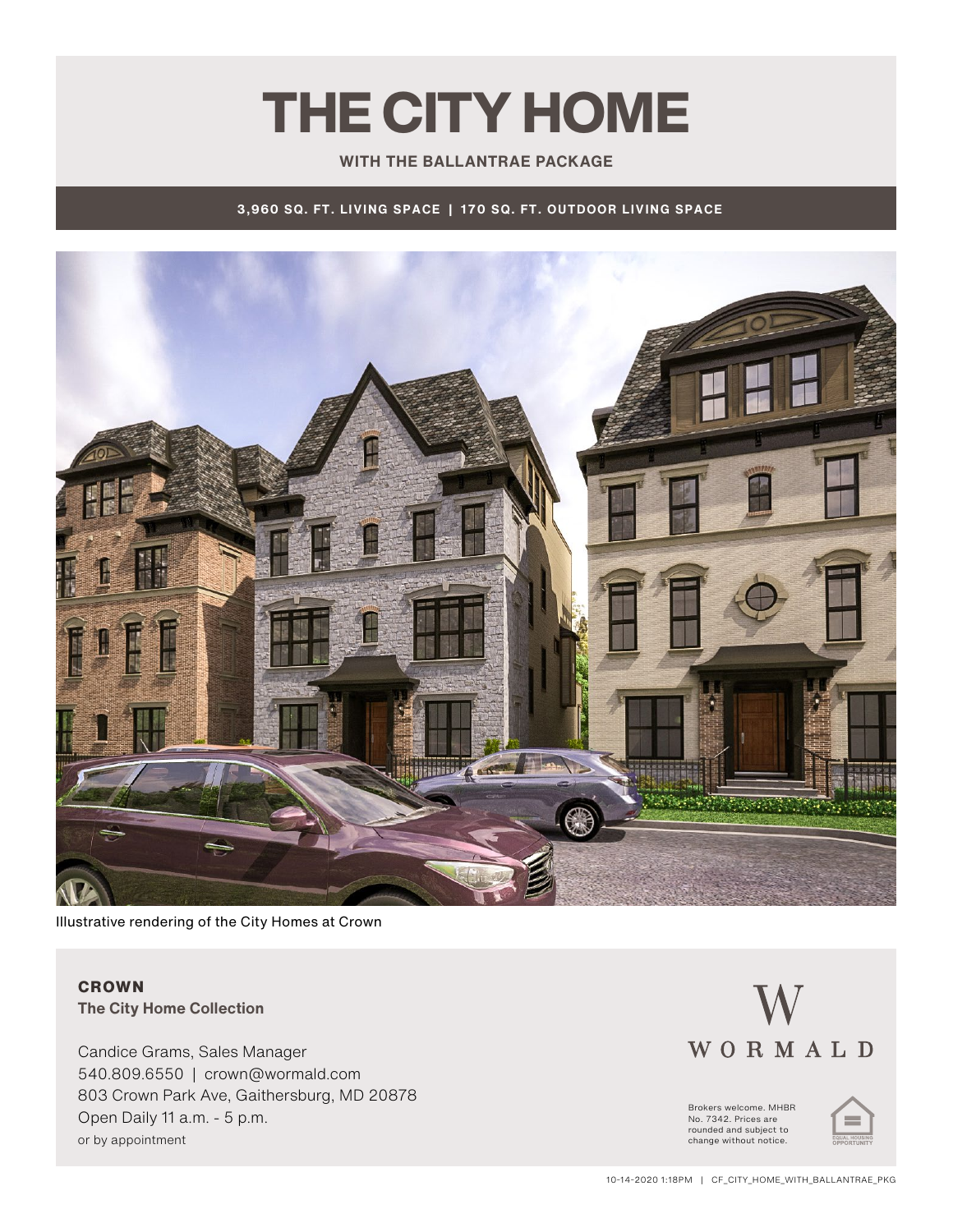# THE CITY HOME

**WITH THE BALLANTRAE PACKAGE**

**3,960 SQ. FT. LIVING SPACE | 170 SQ. FT. OUTDOOR LIVING SPACE**

Illustrative rendering of the City Homes at Crown

**CROWN**
**The City Home Collection**

Candice Grams, Sales Manager
540.809.6550 | crown@wormald.com
803 Crown Park Ave, Gaithersburg, MD 20878
Open Daily 11 a.m. - 5 p.m.
or by appointment

W
WORMALD

Brokers welcome. MHBR No. 7342. Prices are rounded and subject to change without notice.

EQUAL HOUSING OPPORTUNITY

10-14-2020 1:18PM | CF_CITY_HOME_WITH_BALLANTRAE_PKG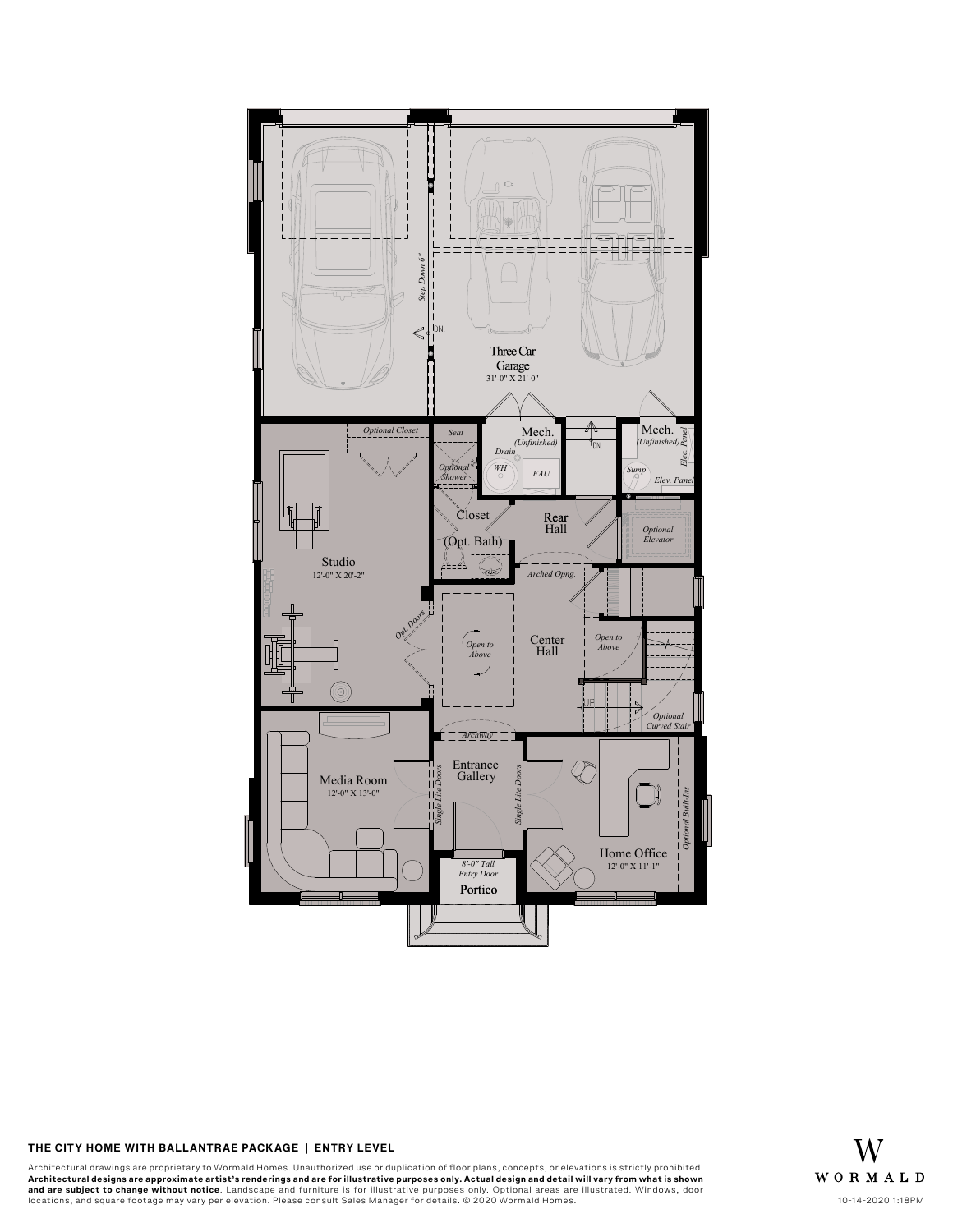Three Car Garage
31'-0" X 21'-0"

Step Down 6"

DN.

Optional Closet

Seat

Mech.
(Unfinished)

Drain

WH

FAU

DN.

Mech.
(Unfinished)

Elec. Panel

Sump

Elev. Panel

Optional Shower

Closet

(Opt. Bath)

Rear Hall

Optional Elevator

Studio
12'-0" X 20'-2"

Arched Opng.

Opt. Doors

Open to Above

Center Hall

Open to Above

UP

Optional Curved Stair

Archway

Media Room
12'-0" X 13'-0"

Single Lite Doors

Entrance Gallery

Single Lite Doors

Home Office
12'-0" X 11'-1"

Optional Built-Ins

8'-0" Tall Entry Door

Portico

**THE CITY HOME WITH BALLANTRAE PACKAGE | ENTRY LEVEL**

Architectural drawings are proprietary to Wormald Homes. Unauthorized use or duplication of floor plans, concepts, or elevations is strictly prohibited. **Architectural designs are approximate artist's renderings and are for illustrative purposes only. Actual design and detail will vary from what is shown and are subject to change without notice**. Landscape and furniture is for illustrative purposes only. Optional areas are illustrated. Windows, door locations, and square footage may vary per elevation. Please consult Sales Manager for details. © 2020 Wormald Homes.

W
WORMALD

10-14-2020 1:18PM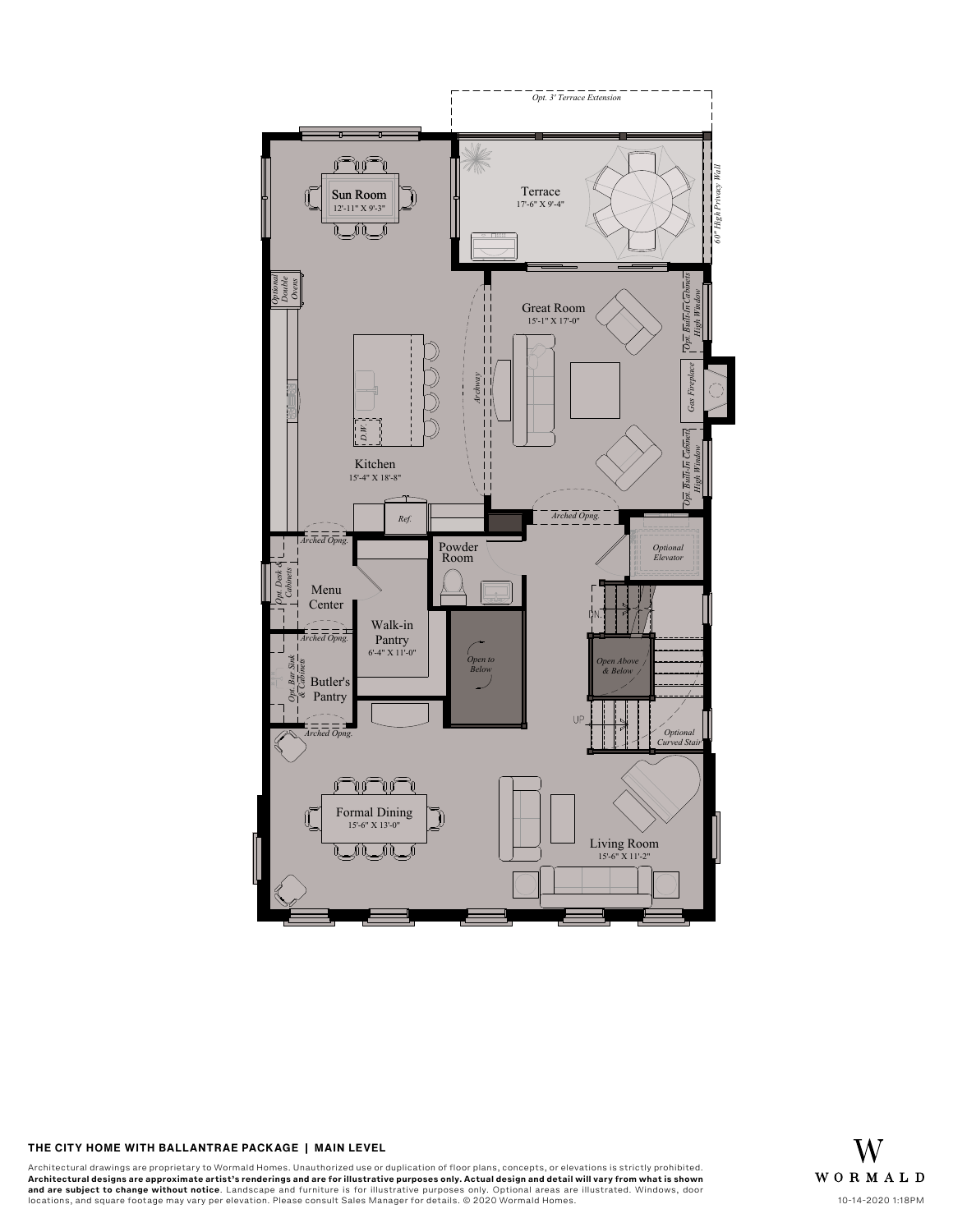Opt. 3' Terrace Extension

Sun Room
12'-11" X 9'-3"

Terrace
17'-6" X 9'-4"

60" High Privacy Wall

Optional Double Ovens

Great Room
15'-1" X 17'-0"

Opt. Built-In Cabinets High Window

Gas Fireplace

Opt. Built-In Cabinets High Window

Archway

D.W.

Kitchen
15'-4" X 18'-8"

Ref.

Arched Opng.

Arched Opng.

Powder Room

Optional Elevator

Opt. Desk & Cabinets

Menu Center

Walk-in Pantry
6'-4" X 11'-0"

DN

Arched Opng.

Open to Below

Open Above & Below

Opt. Bar Sink & Cabinets

Butler's Pantry

UP

Arched Opng.

Optional Curved Stair

Formal Dining
15'-6" X 13'-0"

Living Room
15'-6" X 11'-2"

**THE CITY HOME WITH BALLANTRAE PACKAGE | MAIN LEVEL**

Architectural drawings are proprietary to Wormald Homes. Unauthorized use or duplication of floor plans, concepts, or elevations is strictly prohibited. **Architectural designs are approximate artist's renderings and are for illustrative purposes only. Actual design and detail will vary from what is shown and are subject to change without notice**. Landscape and furniture is for illustrative purposes only. Optional areas are illustrated. Windows, door locations, and square footage may vary per elevation. Please consult Sales Manager for details. © 2020 Wormald Homes.

W
WORMALD

10-14-2020 1:18PM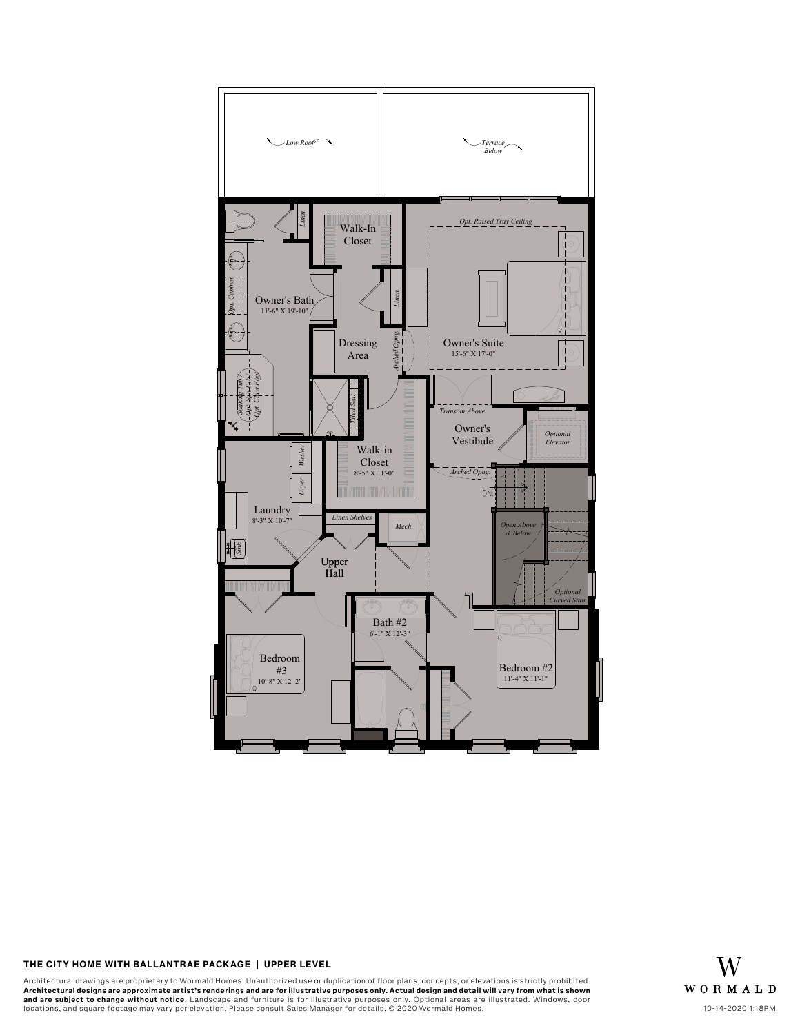Low Roof

Terrace Below

Linen

Walk-In Closet

Opt. Raised Tray Ceiling

Opt. Cabinet

Owner's Bath
11'-6" X 19'-10"

Linen

Dressing Area

Arched Opng.

Owner's Suite
15'-6" X 17'-0"

Soaking Tub/ Opt. Spa Tub/ Opt. Claw Foot

Tiled Seat

Transom Above

Owner's Vestibule

Optional Elevator

Washer

Walk-in Closet
8'-5" X 11'-0"

Arched Opng.

Dryer

DN.

Laundry
8'-3" X 10'-7"

Linen Shelves

Mech.

Open Above & Below

Sink

Upper Hall

Optional Curved Stair

Bath #2
6'-1" X 12'-3"

Bedroom #3
10'-8" X 12'-2"

Bedroom #2
11'-4" X 11'-1"

**THE CITY HOME WITH BALLANTRAE PACKAGE | UPPER LEVEL**

Architectural drawings are proprietary to Wormald Homes. Unauthorized use or duplication of floor plans, concepts, or elevations is strictly prohibited. **Architectural designs are approximate artist's renderings and are for illustrative purposes only. Actual design and detail will vary from what is shown and are subject to change without notice**. Landscape and furniture is for illustrative purposes only. Optional areas are illustrated. Windows, door locations, and square footage may vary per elevation. Please consult Sales Manager for details. © 2020 Wormald Homes.

W
WORMALD

10-14-2020 1:18PM